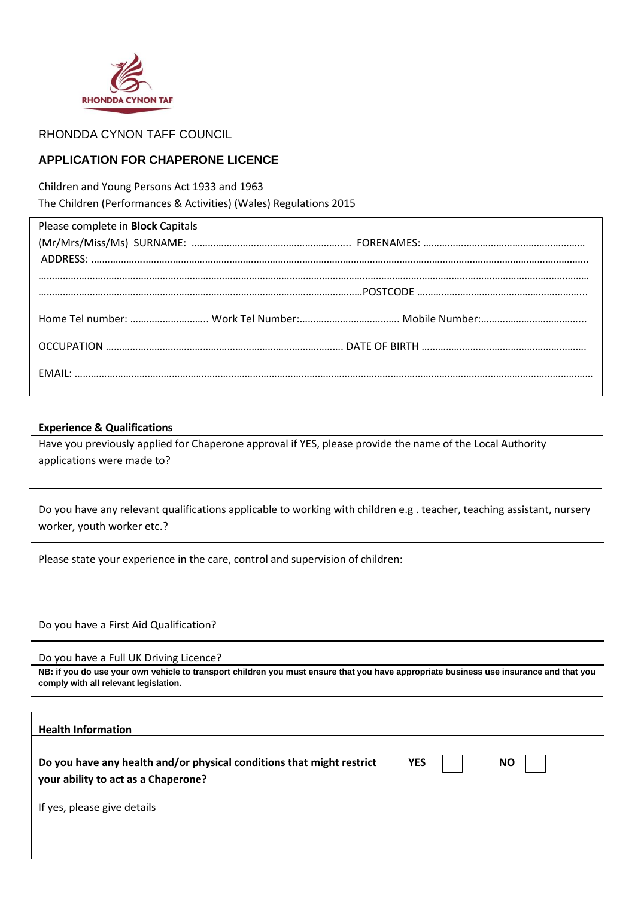RHONDDA CYNON TAF

RHONDDA CYNON TAFF COUNCIL

## APPLICATION FOR CHAPERONE LICENCE

Children and Young Persons Act 1933 and 1963
The Children (Performances & Activities) (Wales) Regulations 2015

Please complete in **Block** Capitals

(Mr/Mrs/Miss/Ms) SURNAME: ………………………………………………….. FORENAMES: ……………………………………………………

ADDRESS: …………………………………………………………………………………………………………………………………………………….

……………………………………………………………………………………………………………………………………………………………………

…………………………………………………………………………………………………………POSTCODE ……………………………………………………...

Home Tel number: ……………………….. Work Tel Number:……………………………… Mobile Number:………………………………..

OCCUPATION ……………………………………………………………………………. DATE OF BIRTH ……………………………………………………

EMAIL: ……………………………………………………………………………………………………………………………………………………………

**Experience & Qualifications**

Have you previously applied for Chaperone approval if YES, please provide the name of the Local Authority applications were made to?

Do you have any relevant qualifications applicable to working with children e.g . teacher, teaching assistant, nursery worker, youth worker etc.?

Please state your experience in the care, control and supervision of children:

Do you have a First Aid Qualification?

Do you have a Full UK Driving Licence?

**NB: if you do use your own vehicle to transport children you must ensure that you have appropriate business use insurance and that you comply with all relevant legislation.**

**Health Information**

**Do you have any health and/or physical conditions that might restrict your ability to act as a Chaperone?** **YES** ☐ **NO** ☐

If yes, please give details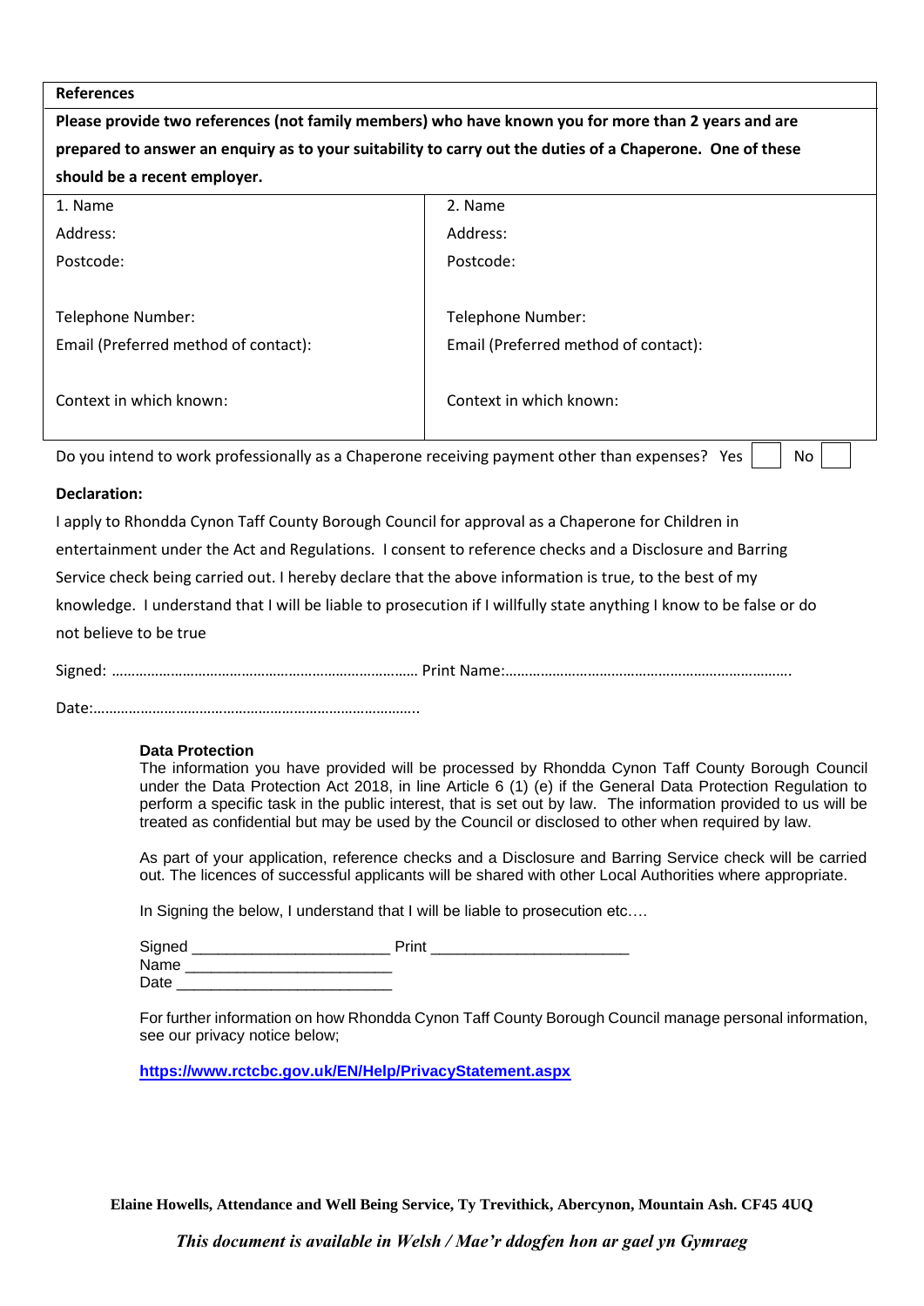| **References** | |
|---|---|
| **Please provide two references (not family members) who have known you for more than 2 years and are prepared to answer an enquiry as to your suitability to carry out the duties of a Chaperone. One of these should be a recent employer.** | |
| 1. Name<br>Address:<br>Postcode:<br><br>Telephone Number:<br>Email (Preferred method of contact):<br><br>Context in which known: | 2. Name<br>Address:<br>Postcode:<br><br>Telephone Number:<br>Email (Preferred method of contact):<br><br>Context in which known: |

Do you intend to work professionally as a Chaperone receiving payment other than expenses? Yes ☐ No ☐

**Declaration:**

I apply to Rhondda Cynon Taff County Borough Council for approval as a Chaperone for Children in entertainment under the Act and Regulations. I consent to reference checks and a Disclosure and Barring Service check being carried out. I hereby declare that the above information is true, to the best of my knowledge. I understand that I will be liable to prosecution if I willfully state anything I know to be false or do not believe to be true

Signed: …………………………………………………………………… Print Name:……………………………………………………………….

Date:………………………………………………………………………..

**Data Protection**

The information you have provided will be processed by Rhondda Cynon Taff County Borough Council under the Data Protection Act 2018, in line Article 6 (1) (e) if the General Data Protection Regulation to perform a specific task in the public interest, that is set out by law. The information provided to us will be treated as confidential but may be used by the Council or disclosed to other when required by law.

As part of your application, reference checks and a Disclosure and Barring Service check will be carried out. The licences of successful applicants will be shared with other Local Authorities where appropriate.

In Signing the below, I understand that I will be liable to prosecution etc….

Signed ______________________ Print ______________________
Name _______________________
Date ________________________

For further information on how Rhondda Cynon Taff County Borough Council manage personal information, see our privacy notice below;

**https://www.rctcbc.gov.uk/EN/Help/PrivacyStatement.aspx**

**Elaine Howells, Attendance and Well Being Service, Ty Trevithick, Abercynon, Mountain Ash. CF45 4UQ**

***This document is available in Welsh / Mae'r ddogfen hon ar gael yn Gymraeg***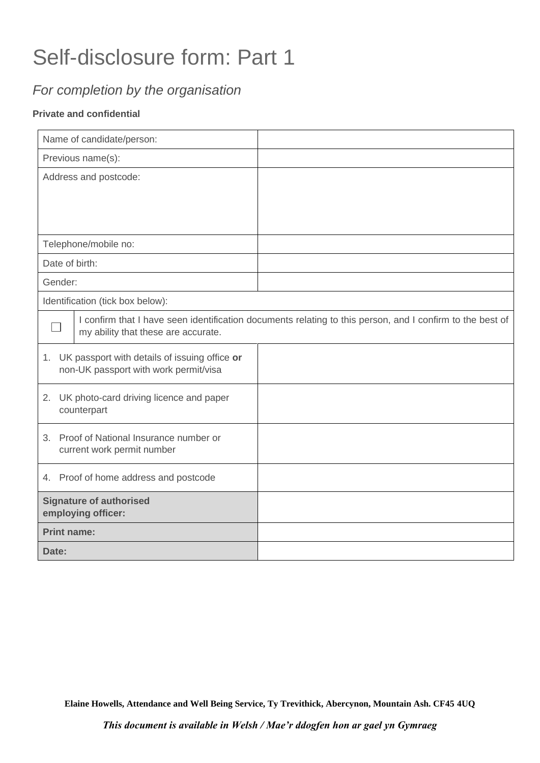# Self-disclosure form: Part 1

## *For completion by the organisation*

**Private and confidential**

| Name of candidate/person: | |
|---|---|
| Previous name(s): | |
| Address and postcode: | |
| Telephone/mobile no: | |
| Date of birth: | |
| Gender: | |
| Identification (tick box below): | |
| ☐ I confirm that I have seen identification documents relating to this person, and I confirm to the best of my ability that these are accurate. | |
| 1. UK passport with details of issuing office **or** non-UK passport with work permit/visa | |
| 2. UK photo-card driving licence and paper counterpart | |
| 3. Proof of National Insurance number or current work permit number | |
| 4. Proof of home address and postcode | |
| **Signature of authorised employing officer:** | |
| **Print name:** | |
| **Date:** | |

**Elaine Howells, Attendance and Well Being Service, Ty Trevithick, Abercynon, Mountain Ash. CF45 4UQ**

***This document is available in Welsh / Mae'r ddogfen hon ar gael yn Gymraeg***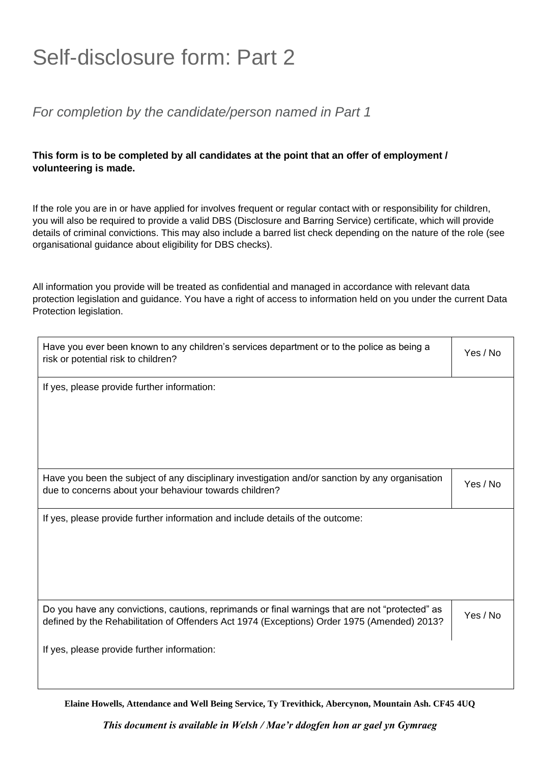# Self-disclosure form: Part 2

## *For completion by the candidate/person named in Part 1*

**This form is to be completed by all candidates at the point that an offer of employment / volunteering is made.**

If the role you are in or have applied for involves frequent or regular contact with or responsibility for children, you will also be required to provide a valid DBS (Disclosure and Barring Service) certificate, which will provide details of criminal convictions. This may also include a barred list check depending on the nature of the role (see organisational guidance about eligibility for DBS checks).

All information you provide will be treated as confidential and managed in accordance with relevant data protection legislation and guidance. You have a right of access to information held on you under the current Data Protection legislation.

| | |
|---|---|
| Have you ever been known to any children's services department or to the police as being a risk or potential risk to children? | Yes / No |
| If yes, please provide further information: | |
| Have you been the subject of any disciplinary investigation and/or sanction by any organisation due to concerns about your behaviour towards children? | Yes / No |
| If yes, please provide further information and include details of the outcome: | |
| Do you have any convictions, cautions, reprimands or final warnings that are not "protected" as defined by the Rehabilitation of Offenders Act 1974 (Exceptions) Order 1975 (Amended) 2013? | Yes / No |
| If yes, please provide further information: | |

**Elaine Howells, Attendance and Well Being Service, Ty Trevithick, Abercynon, Mountain Ash. CF45 4UQ**

***This document is available in Welsh / Mae'r ddogfen hon ar gael yn Gymraeg***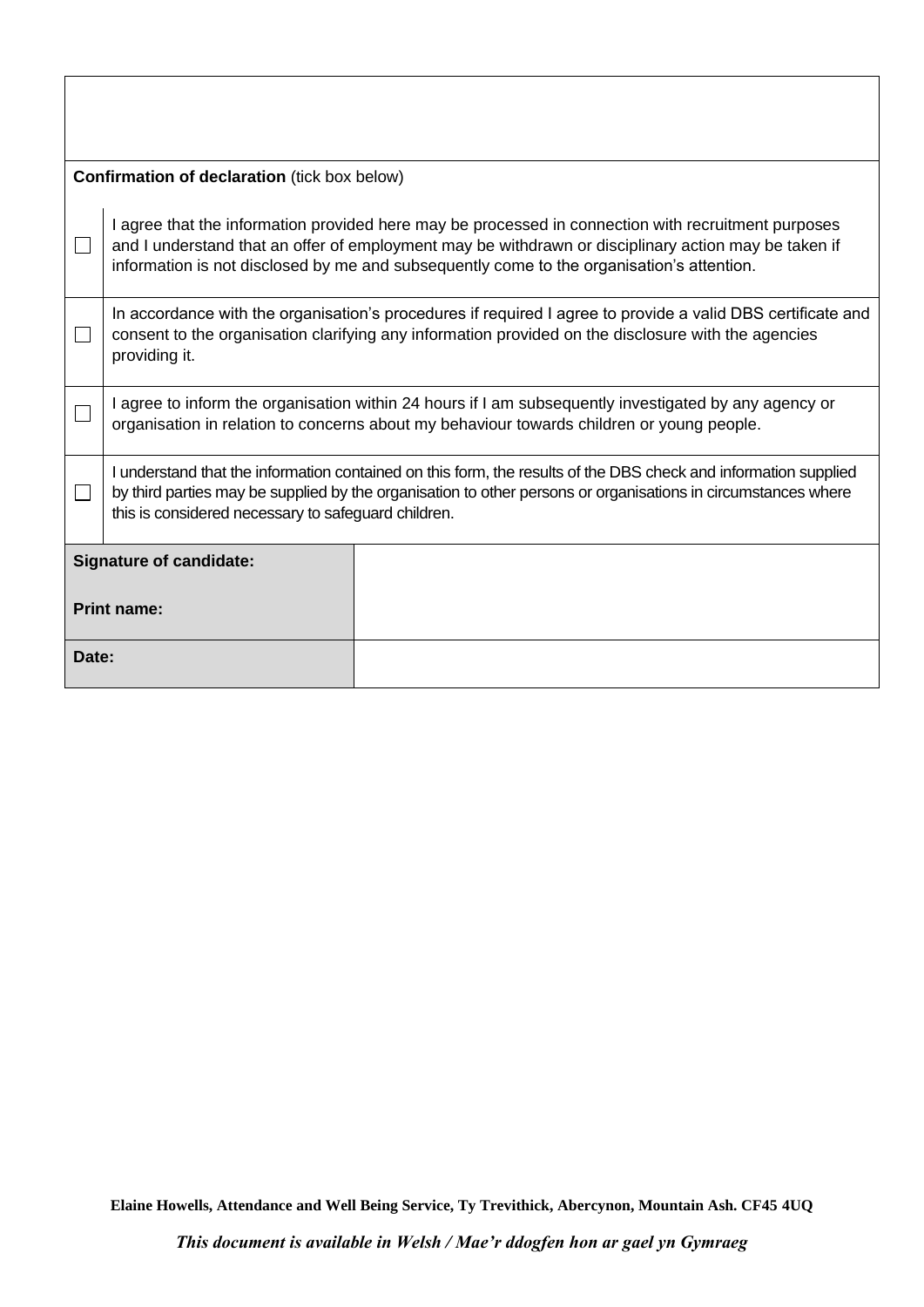| | |
|---|---|
| | |
| **Confirmation of declaration** (tick box below) | |
| ☐ | I agree that the information provided here may be processed in connection with recruitment purposes and I understand that an offer of employment may be withdrawn or disciplinary action may be taken if information is not disclosed by me and subsequently come to the organisation's attention. |
| ☐ | In accordance with the organisation's procedures if required I agree to provide a valid DBS certificate and consent to the organisation clarifying any information provided on the disclosure with the agencies providing it. |
| ☐ | I agree to inform the organisation within 24 hours if I am subsequently investigated by any agency or organisation in relation to concerns about my behaviour towards children or young people. |
| ☐ | I understand that the information contained on this form, the results of the DBS check and information supplied by third parties may be supplied by the organisation to other persons or organisations in circumstances where this is considered necessary to safeguard children. |

| | |
|---|---|
| **Signature of candidate:** <br><br> **Print name:** | |
| **Date:** | |

**Elaine Howells, Attendance and Well Being Service, Ty Trevithick, Abercynon, Mountain Ash. CF45 4UQ**

***This document is available in Welsh / Mae'r ddogfen hon ar gael yn Gymraeg***